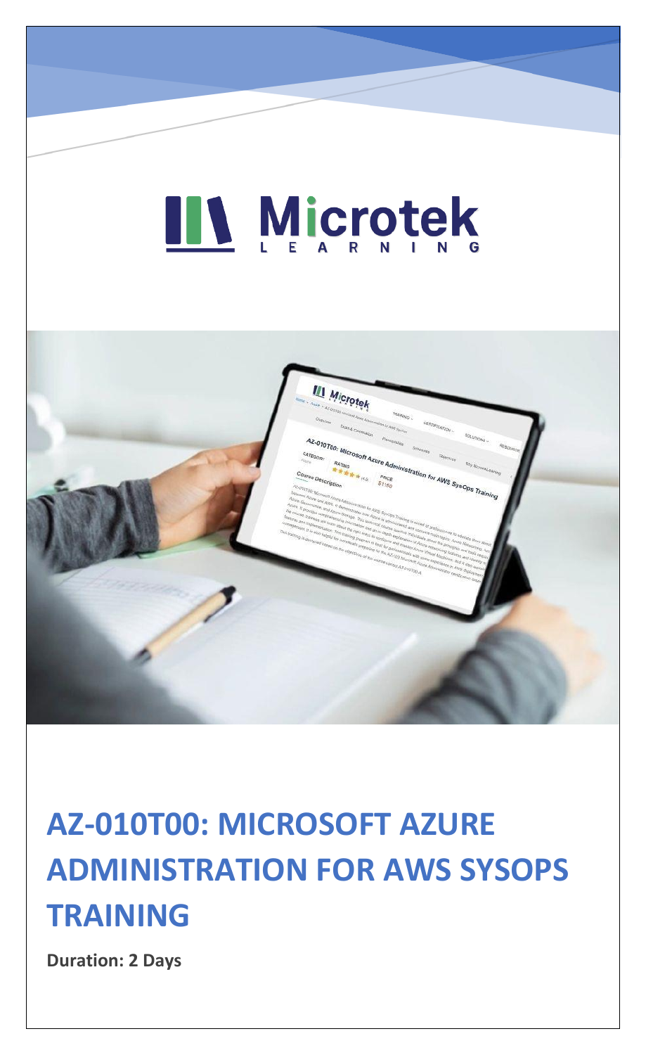# AZ-010T00: MICROSOFT AZURE ADMINISTRATION FOR AWS SYSOPS TRAINING

**Duration: 2 Days**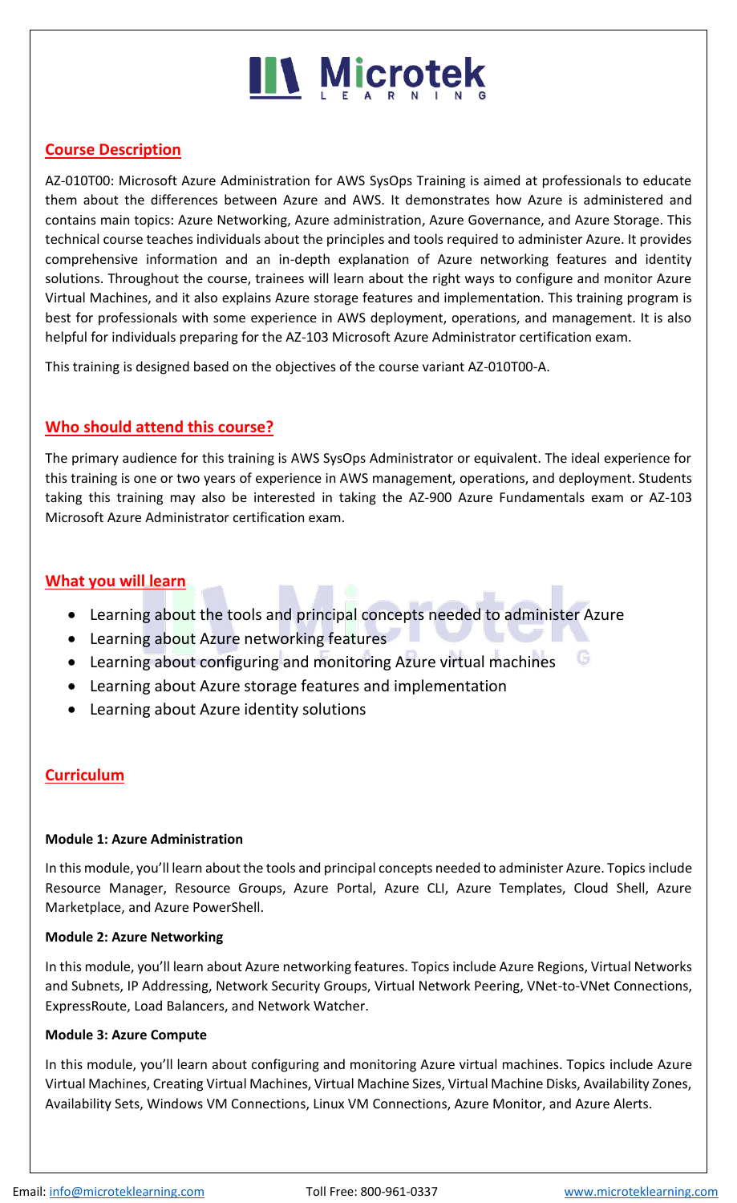## Course Description

AZ-010T00: Microsoft Azure Administration for AWS SysOps Training is aimed at professionals to educate them about the differences between Azure and AWS. It demonstrates how Azure is administered and contains main topics: Azure Networking, Azure administration, Azure Governance, and Azure Storage. This technical course teaches individuals about the principles and tools required to administer Azure. It provides comprehensive information and an in-depth explanation of Azure networking features and identity solutions. Throughout the course, trainees will learn about the right ways to configure and monitor Azure Virtual Machines, and it also explains Azure storage features and implementation. This training program is best for professionals with some experience in AWS deployment, operations, and management. It is also helpful for individuals preparing for the AZ-103 Microsoft Azure Administrator certification exam.

This training is designed based on the objectives of the course variant AZ-010T00-A.

## Who should attend this course?

The primary audience for this training is AWS SysOps Administrator or equivalent. The ideal experience for this training is one or two years of experience in AWS management, operations, and deployment. Students taking this training may also be interested in taking the AZ-900 Azure Fundamentals exam or AZ-103 Microsoft Azure Administrator certification exam.

## What you will learn

- Learning about the tools and principal concepts needed to administer Azure
- Learning about Azure networking features
- Learning about configuring and monitoring Azure virtual machines
- Learning about Azure storage features and implementation
- Learning about Azure identity solutions

## Curriculum

**Module 1: Azure Administration**

In this module, you'll learn about the tools and principal concepts needed to administer Azure. Topics include Resource Manager, Resource Groups, Azure Portal, Azure CLI, Azure Templates, Cloud Shell, Azure Marketplace, and Azure PowerShell.

**Module 2: Azure Networking**

In this module, you'll learn about Azure networking features. Topics include Azure Regions, Virtual Networks and Subnets, IP Addressing, Network Security Groups, Virtual Network Peering, VNet-to-VNet Connections, ExpressRoute, Load Balancers, and Network Watcher.

**Module 3: Azure Compute**

In this module, you'll learn about configuring and monitoring Azure virtual machines. Topics include Azure Virtual Machines, Creating Virtual Machines, Virtual Machine Sizes, Virtual Machine Disks, Availability Zones, Availability Sets, Windows VM Connections, Linux VM Connections, Azure Monitor, and Azure Alerts.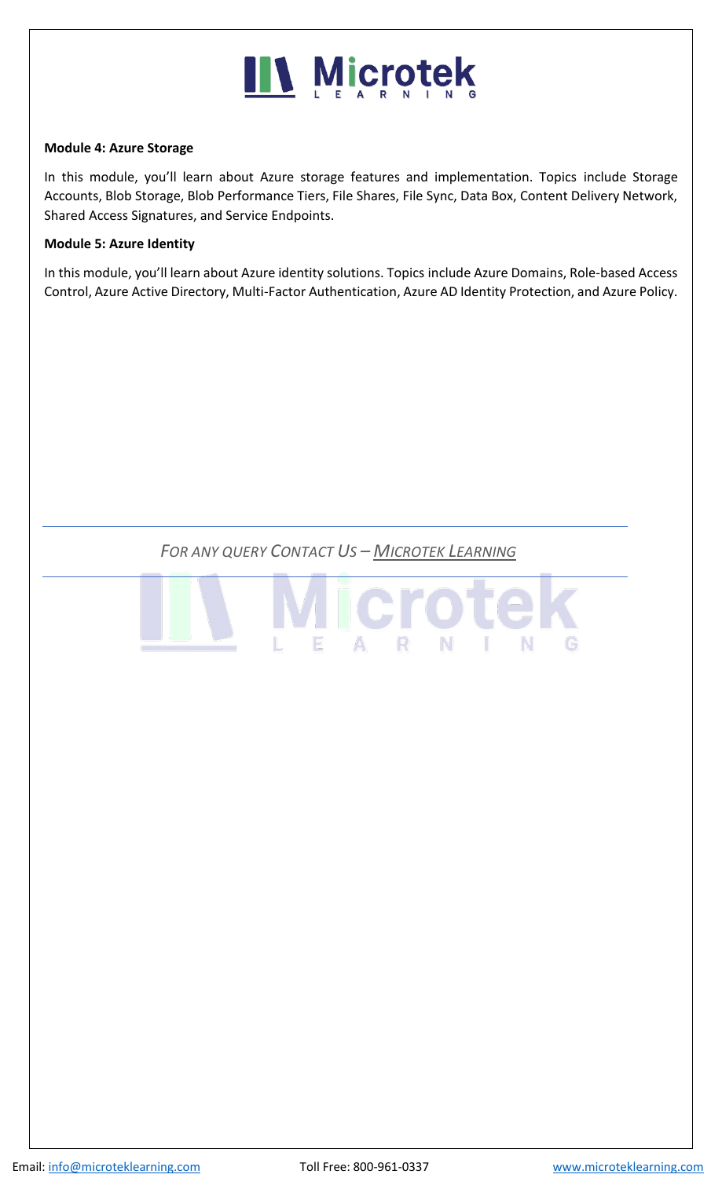**Module 4: Azure Storage**

In this module, you'll learn about Azure storage features and implementation. Topics include Storage Accounts, Blob Storage, Blob Performance Tiers, File Shares, File Sync, Data Box, Content Delivery Network, Shared Access Signatures, and Service Endpoints.

**Module 5: Azure Identity**

In this module, you'll learn about Azure identity solutions. Topics include Azure Domains, Role-based Access Control, Azure Active Directory, Multi-Factor Authentication, Azure AD Identity Protection, and Azure Policy.

---

*FOR ANY QUERY CONTACT US – MICROTEK LEARNING*

---